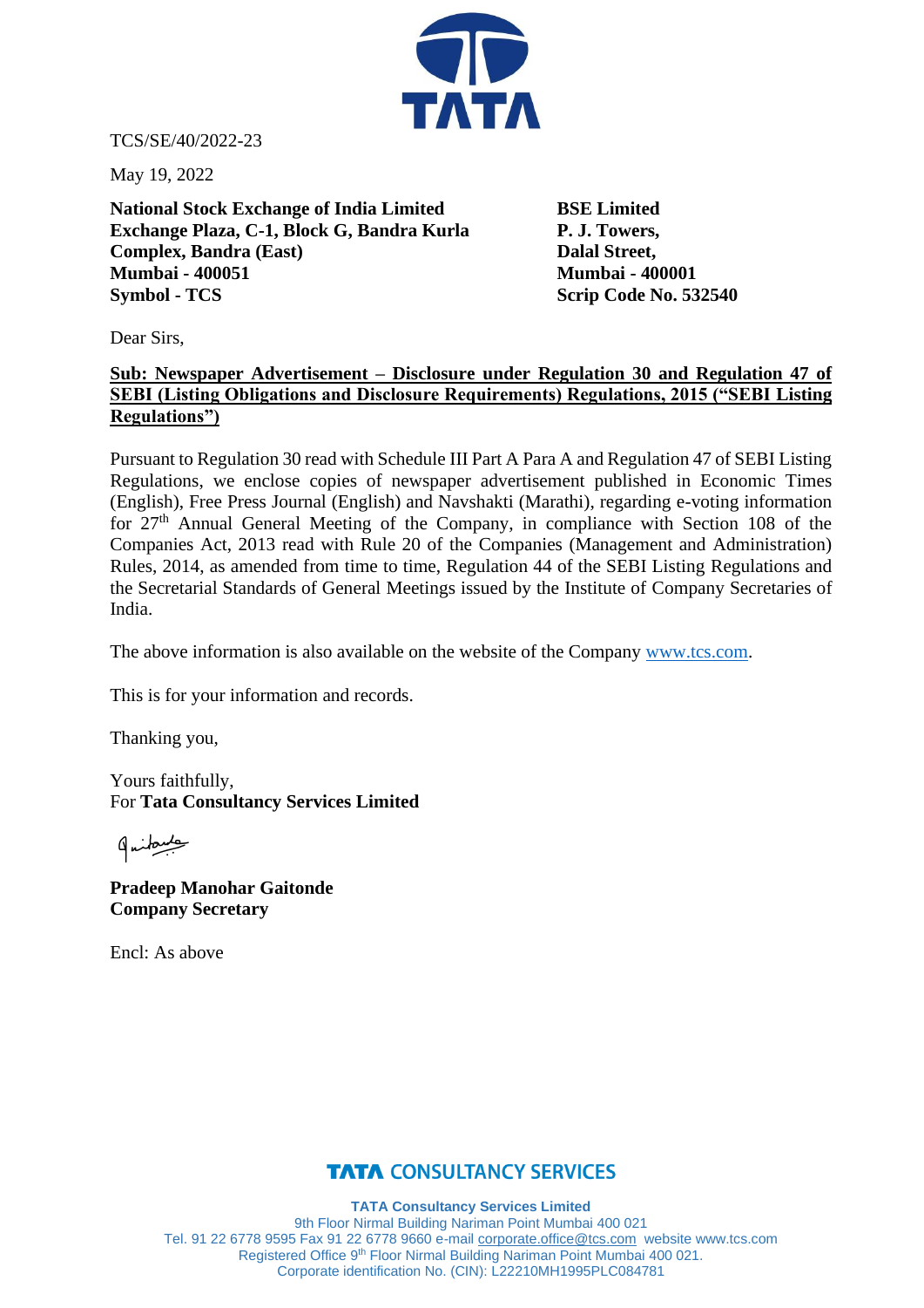TCS/SE/40/2022-23

May 19, 2022

| **National Stock Exchange of India Limited** | **BSE Limited** |
|---|---|
| **Exchange Plaza, C-1, Block G, Bandra Kurla Complex, Bandra (East)** | **P. J. Towers, Dalal Street,** |
| **Mumbai - 400051** | **Mumbai - 400001** |
| **Symbol - TCS** | **Scrip Code No. 532540** |

Dear Sirs,

**Sub: Newspaper Advertisement – Disclosure under Regulation 30 and Regulation 47 of SEBI (Listing Obligations and Disclosure Requirements) Regulations, 2015 ("SEBI Listing Regulations")**

Pursuant to Regulation 30 read with Schedule III Part A Para A and Regulation 47 of SEBI Listing Regulations, we enclose copies of newspaper advertisement published in Economic Times (English), Free Press Journal (English) and Navshakti (Marathi), regarding e-voting information for 27th Annual General Meeting of the Company, in compliance with Section 108 of the Companies Act, 2013 read with Rule 20 of the Companies (Management and Administration) Rules, 2014, as amended from time to time, Regulation 44 of the SEBI Listing Regulations and the Secretarial Standards of General Meetings issued by the Institute of Company Secretaries of India.

The above information is also available on the website of the Company www.tcs.com.

This is for your information and records.

Thanking you,

Yours faithfully,
For **Tata Consultancy Services Limited**

**Pradeep Manohar Gaitonde**
**Company Secretary**

Encl: As above

**TATA CONSULTANCY SERVICES**

**TATA Consultancy Services Limited**
9th Floor Nirmal Building Nariman Point Mumbai 400 021
Tel. 91 22 6778 9595 Fax 91 22 6778 9660 e-mail corporate.office@tcs.com website www.tcs.com
Registered Office 9th Floor Nirmal Building Nariman Point Mumbai 400 021.
Corporate identification No. (CIN): L22210MH1995PLC084781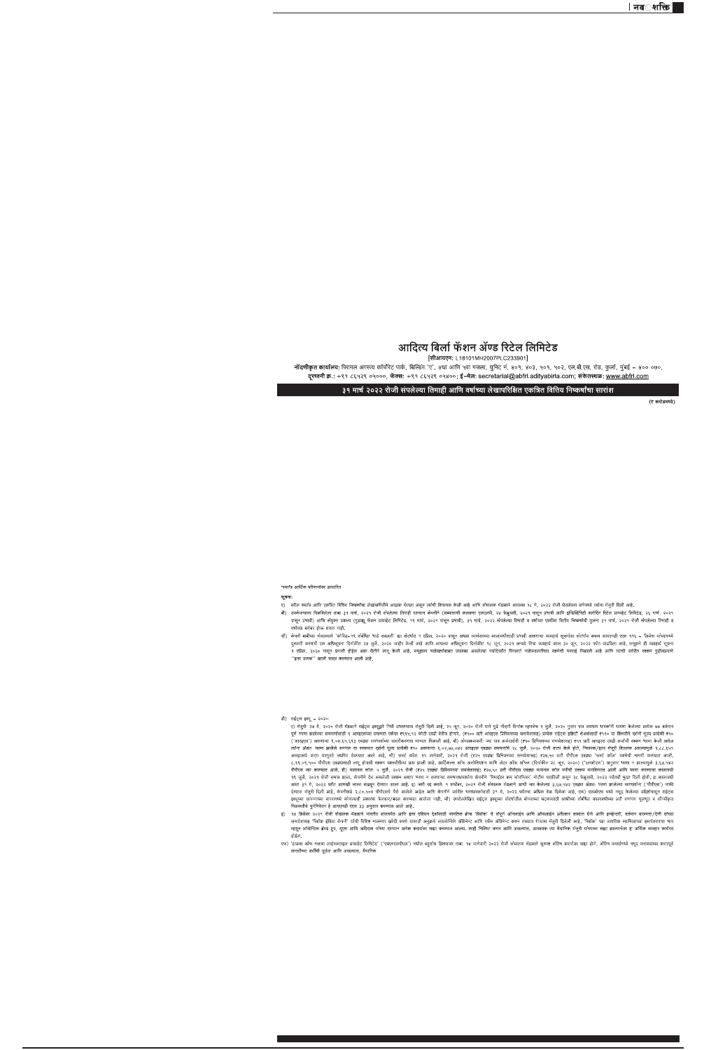# आदित्य बिर्ला फॅशन अँण्ड रिटेल लिमिटेड

[सीआयएन: L18101MH2007PLC233901]

**नोंदणीकृत कार्यालय:** पिरामल अगस्त्य कॉर्पोरेट पार्क, बिल्डिंग 'ए', ४था आणि ५वा मजला, युनिट नं. ४०१, ४०३, ५०१, ५०२, एल.बी.एस. रोड, कुर्ला, मुंबई – ४०० ०७०.
**दूरध्वनी क्र.:** +९१ ८६५२९ ०५०००, **फॅक्स:** +९१ ८६५२९ ०५४००; **ई-मेल:** secretarial@abfrl.adityabirla.com; **संकेतस्थळ:** www.abfrl.com

## ३१ मार्च २०२२ रोजी संपलेल्या तिमाही आणि वर्षाच्या लेखापरिक्षित एकत्रित वित्तिय निष्कर्षांचा सारांश

(₹ करोडमध्ये)

*व्यवसाय आर्थिक परिमाणांवर आधारित

**सूचना:**

ए) वरील स्थायि आणि एकत्रित वित्तिय निष्कर्षांचे लेखासमितीने आढावा घेतला असून त्यांची शिफारस केली आहे आणि संचालक मंडळाने आपल्या १८ मे, २०२२ रोजी घेतलेल्या सभेमध्ये त्यांना मंजुरी दिली आहे.

बी) उपकंपन्यांचा ताबा ३१ मार्च, २०२१ रोजी संपलेल्या तिमाही दरम्यान कंपनीने (सब्यसाची कलकत्ता एलएलपी, २४ फेब्रुवारी, २०२१ पासून प्रभावी आणि इंडिविज्युअलिटी क्लोदिंग रिटेल प्रायव्हेट लिमिटेड, २६ मार्च, २०२१ पासून प्रभावी) आणि संयुक्त उपक्रम (इंडस फॅशन प्रायव्हेट लिमिटेड, ११ मार्च, २०२१ पासून प्रभावी). ३१ मार्च, २०२२ संपलेल्या तिमाही व वर्षाच्या एकत्रित वित्तिय निष्कर्षांची तुलना ३१ मार्च, २०२१ रोजी संपलेल्या तिमाही व वर्षाच्या बरोबर होऊ शकत नाही.

सी) कंपनी व्यवहार मंत्रालयाने 'कोविड-१९ संबंधित भाडे सवलती' ह्या संदर्भात १ एप्रिल, २०२० पासून अथवा त्यानंतरच्या कालावधीसाठी प्रॅक्टिकल व्यवहार्य सुधारणांच्या अंतर्गत करून आयएनडी एएस ११६ – लिजेस यांच्यामध्ये दुरुस्ती करणारी एक अधिसूचना दिनांकित २४ जुलै, २०२० जाहीर केली आहे आणि आपल्या अधिसूचना दिनांकित १८ जून, २०२१ अन्वये ठेवा व्यवहार्य काल ३० जून, २०२२ पर्यंत वाढविला आहे. समूहाने ही व्यवहार्य सूचना १ एप्रिल, २०२० पासून प्रभावी होईल अशा रीतीने लागू केली आहे. समूहाला भाडेकरारांबाबत उपलब्ध असलेल्या भाडेदेयांतील दिलासा भाडेकरारातील ठेवणी मधाय निश्चित आहे आणि त्याची वरील रक्कम तुटोसमध्ये "इतर उत्पन्न" खाली सादर करण्यात आली आहे.

डी) राईट्स इश्यू – २०२०:

ए) मंजुरी: २७ मे, २०२० रोजी मंडळाने राईट्स इश्यूद्वारे निधी उभारण्याच्या मंजुरी दिली आहे. २५ जून, २०२० रोजी पात्र भागधारकांना ... ('राईट्स इश्यू') ... बी) कॉलमनी: ... सी) फर्स्ट कॉल: ... डी) दुसरा आणि अंतिम कॉल: ... ई) ... जे) उपलब्धियांच्या उद्दिष्टांबाबत ... सेबी (एलओडीआर) रेग्युलेशन्स, २०१५ च्या रेग्युलेशन ३२ अनुसार करण्यात आले आहे.

इ) १४ डिसेंबर २०२१ रोजी संचालक मंडळाने भारतीय बाजारपेठ आणि इतर एशियन देशांसाठी जागतिक ब्रँड 'रिबॉक' चे संपूर्ण ऑनलाईन आणि ऑफलाईन अधिकार ताब्यात घेणे आणि इन्व्हेंटरी, वर्तमान मालकाला/देशी घाऊक संचालकाशी 'रिबॉक इंडिया कंपनी' सोबत ... मंजुरी दिलेली आहे. ...

एफ) 'हाऊस ऑफ मसाबा लाईफस्टाईल प्रायव्हेट लिमिटेड' ('एचएमएलपीएल') ... १४ जानेवारी २०२२ रोजी संचालक मंडळाने ... समाधानाच्या शर्तींची पूर्तता आणि अधिन, नैमित्तिक